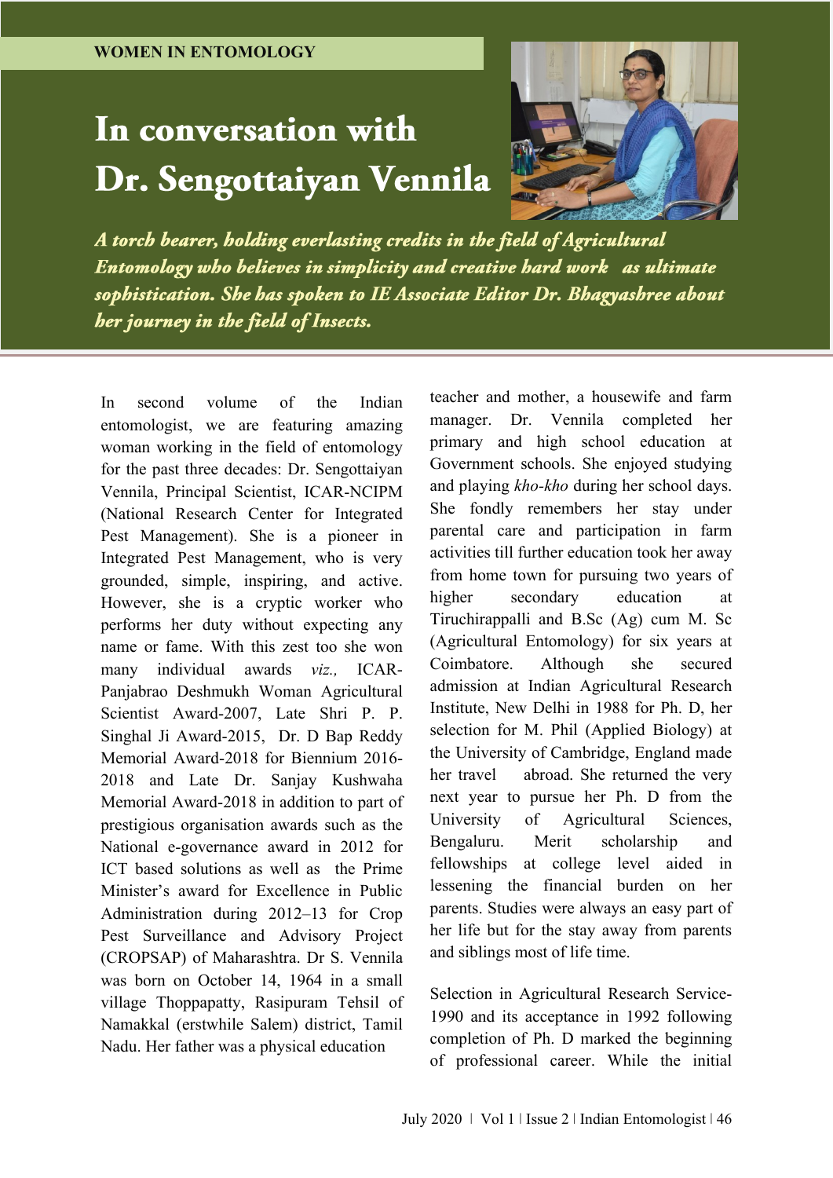WOMEN IN ENTOMOLOGY

# In conversation with Dr. Sengottaiyan Vennila

*A torch bearer, holding everlasting credits in the field of Agricultural Entomology who believes in simplicity and creative hard work as ultimate sophistication. She has spoken to IE Associate Editor Dr. Bhagyashree about her journey in the field of Insects.*

In second volume of the Indian entomologist, we are featuring amazing woman working in the field of entomology for the past three decades: Dr. Sengottaiyan Vennila, Principal Scientist, ICAR-NCIPM (National Research Center for Integrated Pest Management). She is a pioneer in Integrated Pest Management, who is very grounded, simple, inspiring, and active. However, she is a cryptic worker who performs her duty without expecting any name or fame. With this zest too she won many individual awards *viz.,* ICAR-Panjabrao Deshmukh Woman Agricultural Scientist Award-2007, Late Shri P. P. Singhal Ji Award-2015, Dr. D Bap Reddy Memorial Award-2018 for Biennium 2016-2018 and Late Dr. Sanjay Kushwaha Memorial Award-2018 in addition to part of prestigious organisation awards such as the National e-governance award in 2012 for ICT based solutions as well as the Prime Minister's award for Excellence in Public Administration during 2012–13 for Crop Pest Surveillance and Advisory Project (CROPSAP) of Maharashtra. Dr S. Vennila was born on October 14, 1964 in a small village Thoppapatty, Rasipuram Tehsil of Namakkal (erstwhile Salem) district, Tamil Nadu. Her father was a physical education teacher and mother, a housewife and farm manager. Dr. Vennila completed her primary and high school education at Government schools. She enjoyed studying and playing *kho-kho* during her school days. She fondly remembers her stay under parental care and participation in farm activities till further education took her away from home town for pursuing two years of higher secondary education at Tiruchirappalli and B.Sc (Ag) cum M. Sc (Agricultural Entomology) for six years at Coimbatore. Although she secured admission at Indian Agricultural Research Institute, New Delhi in 1988 for Ph. D, her selection for M. Phil (Applied Biology) at the University of Cambridge, England made her travel abroad. She returned the very next year to pursue her Ph. D from the University of Agricultural Sciences, Bengaluru. Merit scholarship and fellowships at college level aided in lessening the financial burden on her parents. Studies were always an easy part of her life but for the stay away from parents and siblings most of life time.

Selection in Agricultural Research Service-1990 and its acceptance in 1992 following completion of Ph. D marked the beginning of professional career. While the initial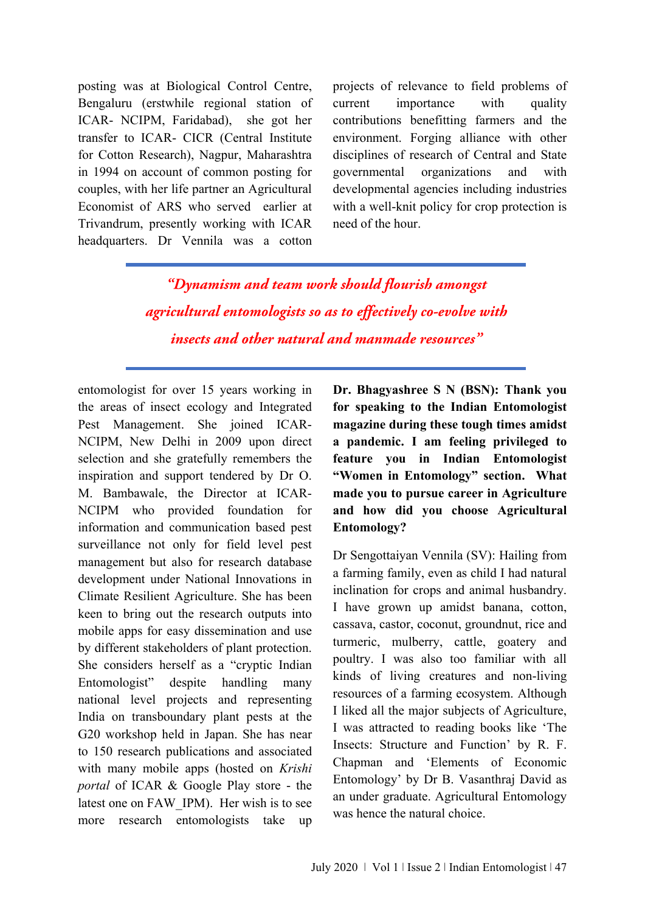posting was at Biological Control Centre, Bengaluru (erstwhile regional station of ICAR- NCIPM, Faridabad), she got her transfer to ICAR- CICR (Central Institute for Cotton Research), Nagpur, Maharashtra in 1994 on account of common posting for couples, with her life partner an Agricultural Economist of ARS who served earlier at Trivandrum, presently working with ICAR headquarters. Dr Vennila was a cotton entomologist for over 15 years working in the areas of insect ecology and Integrated Pest Management. She joined ICAR-NCIPM, New Delhi in 2009 upon direct selection and she gratefully remembers the inspiration and support tendered by Dr O. M. Bambawale, the Director at ICAR-NCIPM who provided foundation for information and communication based pest surveillance not only for field level pest management but also for research database development under National Innovations in Climate Resilient Agriculture. She has been keen to bring out the research outputs into mobile apps for easy dissemination and use by different stakeholders of plant protection. She considers herself as a "cryptic Indian Entomologist" despite handling many national level projects and representing India on transboundary plant pests at the G20 workshop held in Japan. She has near to 150 research publications and associated with many mobile apps (hosted on *Krishi portal* of ICAR & Google Play store - the latest one on FAW_IPM). Her wish is to see more research entomologists take up projects of relevance to field problems of current importance with quality contributions benefitting farmers and the environment. Forging alliance with other disciplines of research of Central and State governmental organizations and with developmental agencies including industries with a well-knit policy for crop protection is need of the hour.

> ***"Dynamism and team work should flourish amongst agricultural entomologists so as to effectively co-evolve with insects and other natural and manmade resources"***

**Dr. Bhagyashree S N (BSN): Thank you for speaking to the Indian Entomologist magazine during these tough times amidst a pandemic. I am feeling privileged to feature you in Indian Entomologist "Women in Entomology" section. What made you to pursue career in Agriculture and how did you choose Agricultural Entomology?**

Dr Sengottaiyan Vennila (SV): Hailing from a farming family, even as child I had natural inclination for crops and animal husbandry. I have grown up amidst banana, cotton, cassava, castor, coconut, groundnut, rice and turmeric, mulberry, cattle, goatery and poultry. I was also too familiar with all kinds of living creatures and non-living resources of a farming ecosystem. Although I liked all the major subjects of Agriculture, I was attracted to reading books like 'The Insects: Structure and Function' by R. F. Chapman and 'Elements of Economic Entomology' by Dr B. Vasanthraj David as an under graduate. Agricultural Entomology was hence the natural choice.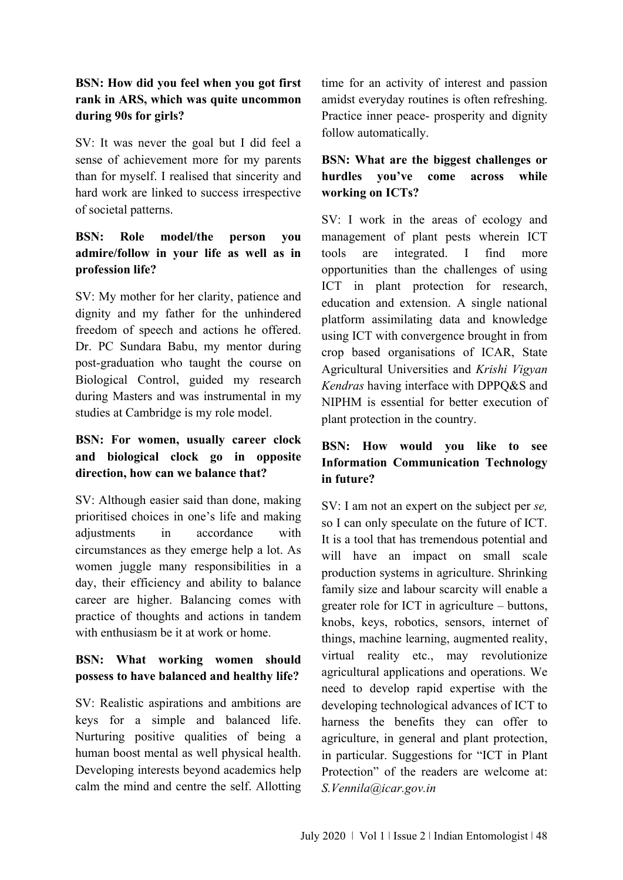**BSN: How did you feel when you got first rank in ARS, which was quite uncommon during 90s for girls?**

SV: It was never the goal but I did feel a sense of achievement more for my parents than for myself. I realised that sincerity and hard work are linked to success irrespective of societal patterns.

**BSN: Role model/the person you admire/follow in your life as well as in profession life?**

SV: My mother for her clarity, patience and dignity and my father for the unhindered freedom of speech and actions he offered. Dr. PC Sundara Babu, my mentor during post-graduation who taught the course on Biological Control, guided my research during Masters and was instrumental in my studies at Cambridge is my role model.

**BSN: For women, usually career clock and biological clock go in opposite direction, how can we balance that?**

SV: Although easier said than done, making prioritised choices in one's life and making adjustments in accordance with circumstances as they emerge help a lot. As women juggle many responsibilities in a day, their efficiency and ability to balance career are higher. Balancing comes with practice of thoughts and actions in tandem with enthusiasm be it at work or home.

**BSN: What working women should possess to have balanced and healthy life?**

SV: Realistic aspirations and ambitions are keys for a simple and balanced life. Nurturing positive qualities of being a human boost mental as well physical health. Developing interests beyond academics help calm the mind and centre the self. Allotting time for an activity of interest and passion amidst everyday routines is often refreshing. Practice inner peace- prosperity and dignity follow automatically.

**BSN: What are the biggest challenges or hurdles you've come across while working on ICTs?**

SV: I work in the areas of ecology and management of plant pests wherein ICT tools are integrated. I find more opportunities than the challenges of using ICT in plant protection for research, education and extension. A single national platform assimilating data and knowledge using ICT with convergence brought in from crop based organisations of ICAR, State Agricultural Universities and *Krishi Vigyan Kendras* having interface with DPPQ&S and NIPHM is essential for better execution of plant protection in the country.

**BSN: How would you like to see Information Communication Technology in future?**

SV: I am not an expert on the subject per *se,* so I can only speculate on the future of ICT. It is a tool that has tremendous potential and will have an impact on small scale production systems in agriculture. Shrinking family size and labour scarcity will enable a greater role for ICT in agriculture – buttons, knobs, keys, robotics, sensors, internet of things, machine learning, augmented reality, virtual reality etc., may revolutionize agricultural applications and operations. We need to develop rapid expertise with the developing technological advances of ICT to harness the benefits they can offer to agriculture, in general and plant protection, in particular. Suggestions for "ICT in Plant Protection" of the readers are welcome at: *S.Vennila@icar.gov.in*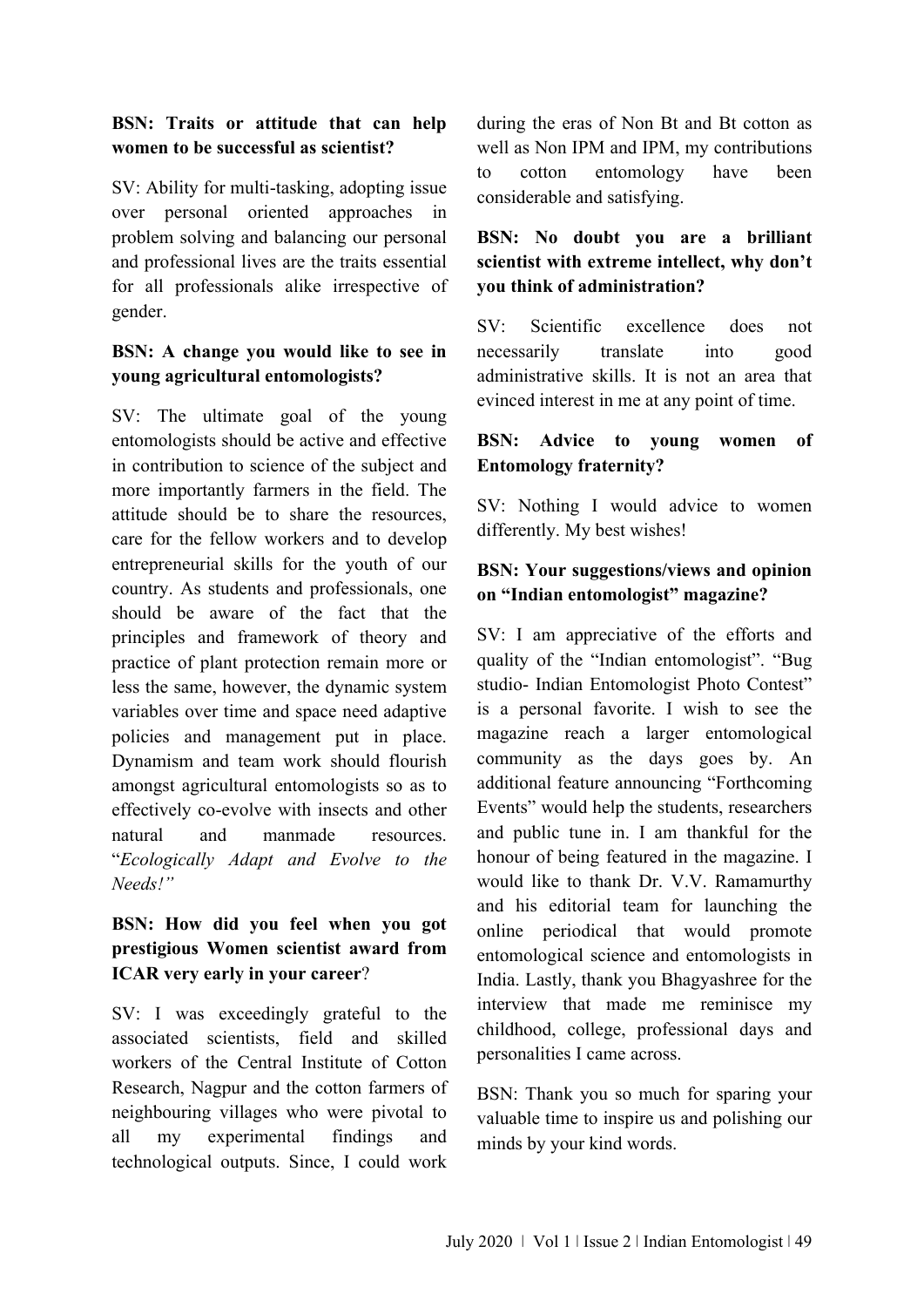**BSN: Traits or attitude that can help women to be successful as scientist?**

SV: Ability for multi-tasking, adopting issue over personal oriented approaches in problem solving and balancing our personal and professional lives are the traits essential for all professionals alike irrespective of gender.

**BSN: A change you would like to see in young agricultural entomologists?**

SV: The ultimate goal of the young entomologists should be active and effective in contribution to science of the subject and more importantly farmers in the field. The attitude should be to share the resources, care for the fellow workers and to develop entrepreneurial skills for the youth of our country. As students and professionals, one should be aware of the fact that the principles and framework of theory and practice of plant protection remain more or less the same, however, the dynamic system variables over time and space need adaptive policies and management put in place. Dynamism and team work should flourish amongst agricultural entomologists so as to effectively co-evolve with insects and other natural and manmade resources. "*Ecologically Adapt and Evolve to the Needs!"*

**BSN: How did you feel when you got prestigious Women scientist award from ICAR very early in your career**?

SV: I was exceedingly grateful to the associated scientists, field and skilled workers of the Central Institute of Cotton Research, Nagpur and the cotton farmers of neighbouring villages who were pivotal to all my experimental findings and technological outputs. Since, I could work during the eras of Non Bt and Bt cotton as well as Non IPM and IPM, my contributions to cotton entomology have been considerable and satisfying.

**BSN: No doubt you are a brilliant scientist with extreme intellect, why don't you think of administration?**

SV: Scientific excellence does not necessarily translate into good administrative skills. It is not an area that evinced interest in me at any point of time.

**BSN: Advice to young women of Entomology fraternity?**

SV: Nothing I would advice to women differently. My best wishes!

**BSN: Your suggestions/views and opinion on "Indian entomologist" magazine?**

SV: I am appreciative of the efforts and quality of the "Indian entomologist". "Bug studio- Indian Entomologist Photo Contest" is a personal favorite. I wish to see the magazine reach a larger entomological community as the days goes by. An additional feature announcing "Forthcoming Events" would help the students, researchers and public tune in. I am thankful for the honour of being featured in the magazine. I would like to thank Dr. V.V. Ramamurthy and his editorial team for launching the online periodical that would promote entomological science and entomologists in India. Lastly, thank you Bhagyashree for the interview that made me reminisce my childhood, college, professional days and personalities I came across.

BSN: Thank you so much for sparing your valuable time to inspire us and polishing our minds by your kind words.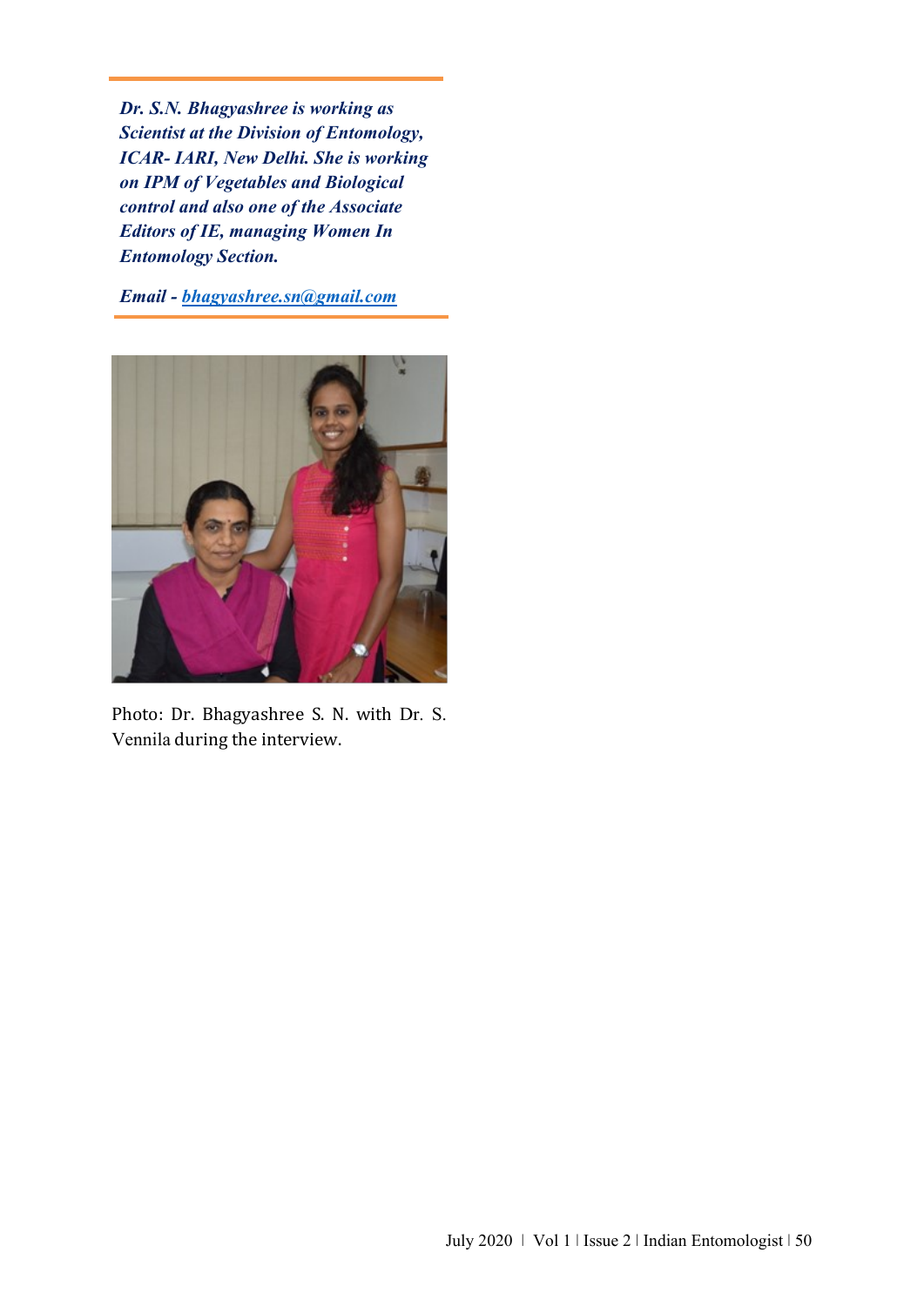***Dr. S.N. Bhagyashree is working as Scientist at the Division of Entomology, ICAR- IARI, New Delhi. She is working on IPM of Vegetables and Biological control and also one of the Associate Editors of IE, managing Women In Entomology Section.***

***Email - [bhagyashree.sn@gmail.com](mailto:bhagyashree.sn@gmail.com)***

Photo: Dr. Bhagyashree S. N. with Dr. S. Vennila during the interview.